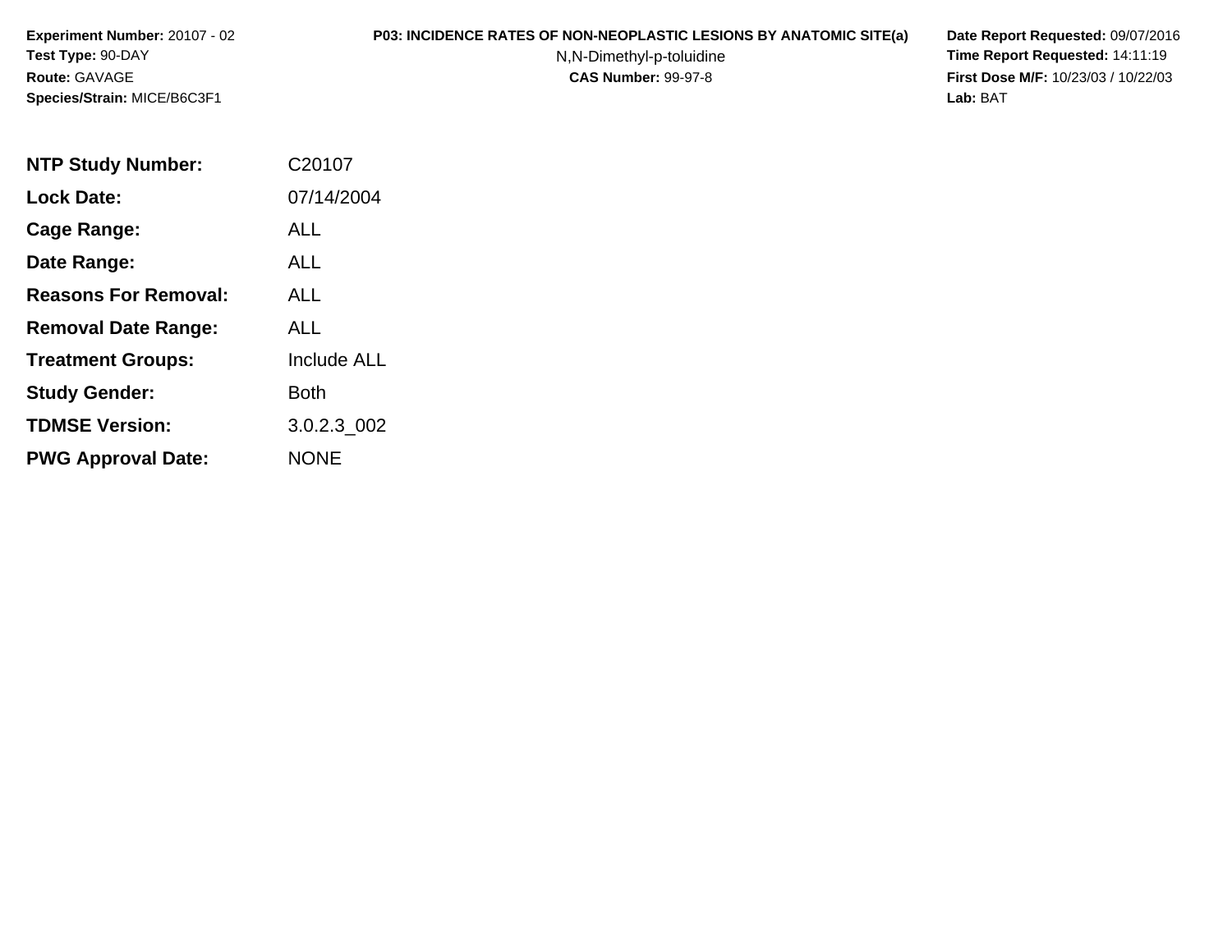**Experiment Number:** 20107 - 02
**Test Type:** 90-DAY
**Route:** GAVAGE
**Species/Strain:** MICE/B6C3F1

**P03: INCIDENCE RATES OF NON-NEOPLASTIC LESIONS BY ANATOMIC SITE(a)**
N,N-Dimethyl-p-toluidine
**CAS Number:** 99-97-8

**Date Report Requested:** 09/07/2016
**Time Report Requested:** 14:11:19
**First Dose M/F:** 10/23/03 / 10/22/03
**Lab:** BAT

| | |
|---|---|
| **NTP Study Number:** | C20107 |
| **Lock Date:** | 07/14/2004 |
| **Cage Range:** | ALL |
| **Date Range:** | ALL |
| **Reasons For Removal:** | ALL |
| **Removal Date Range:** | ALL |
| **Treatment Groups:** | Include ALL |
| **Study Gender:** | Both |
| **TDMSE Version:** | 3.0.2.3_002 |
| **PWG Approval Date:** | NONE |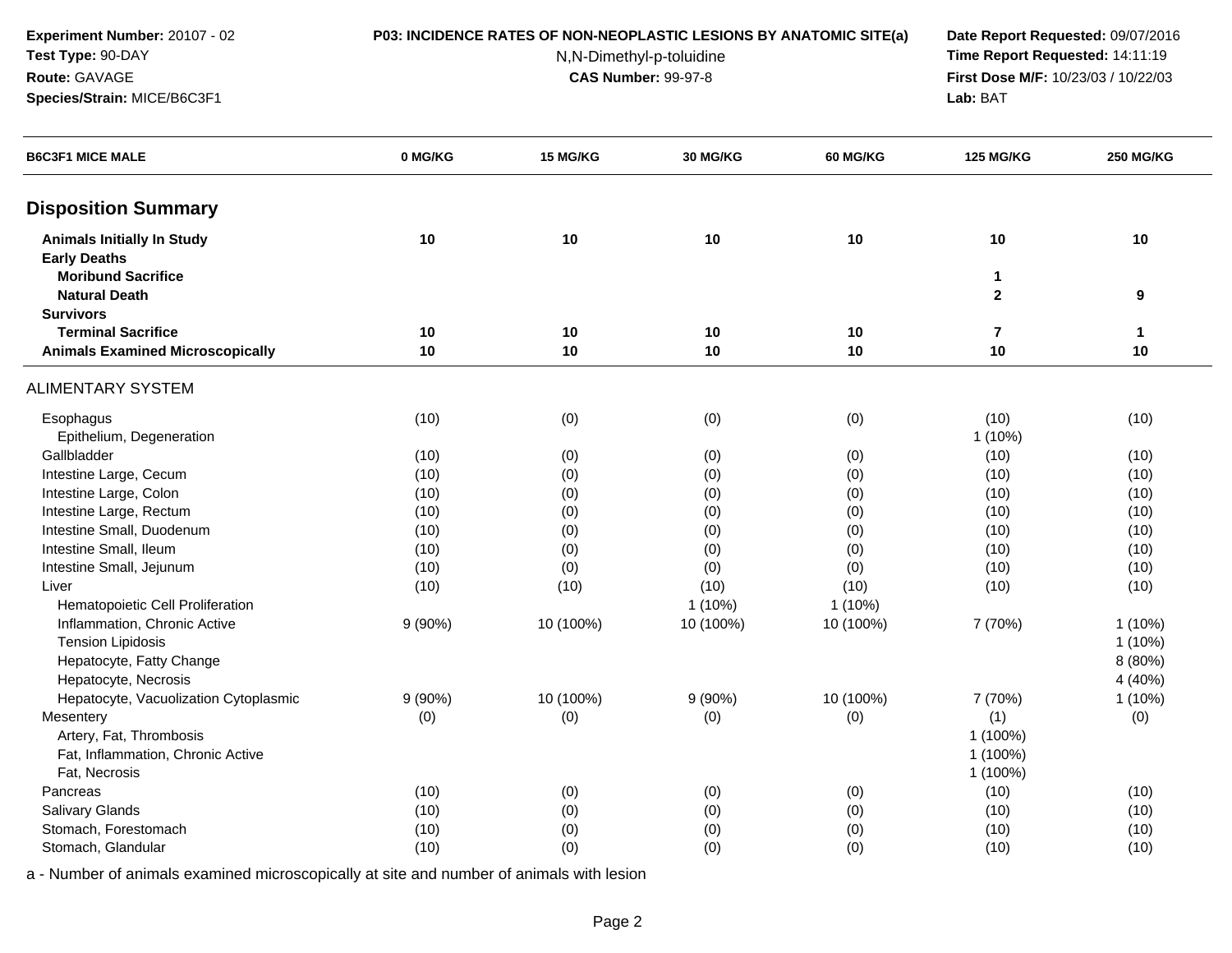**Experiment Number:** 20107 - 02
**Test Type:** 90-DAY
**Route:** GAVAGE
**Species/Strain:** MICE/B6C3F1

**P03: INCIDENCE RATES OF NON-NEOPLASTIC LESIONS BY ANATOMIC SITE(a)**
N,N-Dimethyl-p-toluidine
**CAS Number:** 99-97-8

**Date Report Requested:** 09/07/2016
**Time Report Requested:** 14:11:19
**First Dose M/F:** 10/23/03 / 10/22/03
**Lab:** BAT

| B6C3F1 MICE MALE | 0 MG/KG | 15 MG/KG | 30 MG/KG | 60 MG/KG | 125 MG/KG | 250 MG/KG |
|---|---|---|---|---|---|---|
| **Disposition Summary** | | | | | | |
| **Animals Initially In Study** | **10** | **10** | **10** | **10** | **10** | **10** |
| **Early Deaths** | | | | | | |
| **Moribund Sacrifice** | | | | | **1** | |
| **Natural Death** | | | | | **2** | **9** |
| **Survivors** | | | | | | |
| **Terminal Sacrifice** | **10** | **10** | **10** | **10** | **7** | **1** |
| **Animals Examined Microscopically** | **10** | **10** | **10** | **10** | **10** | **10** |
| ALIMENTARY SYSTEM | | | | | | |
| Esophagus | (10) | (0) | (0) | (0) | (10) | (10) |
| Epithelium, Degeneration | | | | | 1 (10%) | |
| Gallbladder | (10) | (0) | (0) | (0) | (10) | (10) |
| Intestine Large, Cecum | (10) | (0) | (0) | (0) | (10) | (10) |
| Intestine Large, Colon | (10) | (0) | (0) | (0) | (10) | (10) |
| Intestine Large, Rectum | (10) | (0) | (0) | (0) | (10) | (10) |
| Intestine Small, Duodenum | (10) | (0) | (0) | (0) | (10) | (10) |
| Intestine Small, Ileum | (10) | (0) | (0) | (0) | (10) | (10) |
| Intestine Small, Jejunum | (10) | (0) | (0) | (0) | (10) | (10) |
| Liver | (10) | (10) | (10) | (10) | (10) | (10) |
| Hematopoietic Cell Proliferation | | | 1 (10%) | 1 (10%) | | |
| Inflammation, Chronic Active | 9 (90%) | 10 (100%) | 10 (100%) | 10 (100%) | 7 (70%) | 1 (10%) |
| Tension Lipidosis | | | | | | 1 (10%) |
| Hepatocyte, Fatty Change | | | | | | 8 (80%) |
| Hepatocyte, Necrosis | | | | | | 4 (40%) |
| Hepatocyte, Vacuolization Cytoplasmic | 9 (90%) | 10 (100%) | 9 (90%) | 10 (100%) | 7 (70%) | 1 (10%) |
| Mesentery | (0) | (0) | (0) | (0) | (1) | (0) |
| Artery, Fat, Thrombosis | | | | | 1 (100%) | |
| Fat, Inflammation, Chronic Active | | | | | 1 (100%) | |
| Fat, Necrosis | | | | | 1 (100%) | |
| Pancreas | (10) | (0) | (0) | (0) | (10) | (10) |
| Salivary Glands | (10) | (0) | (0) | (0) | (10) | (10) |
| Stomach, Forestomach | (10) | (0) | (0) | (0) | (10) | (10) |
| Stomach, Glandular | (10) | (0) | (0) | (0) | (10) | (10) |

a - Number of animals examined microscopically at site and number of animals with lesion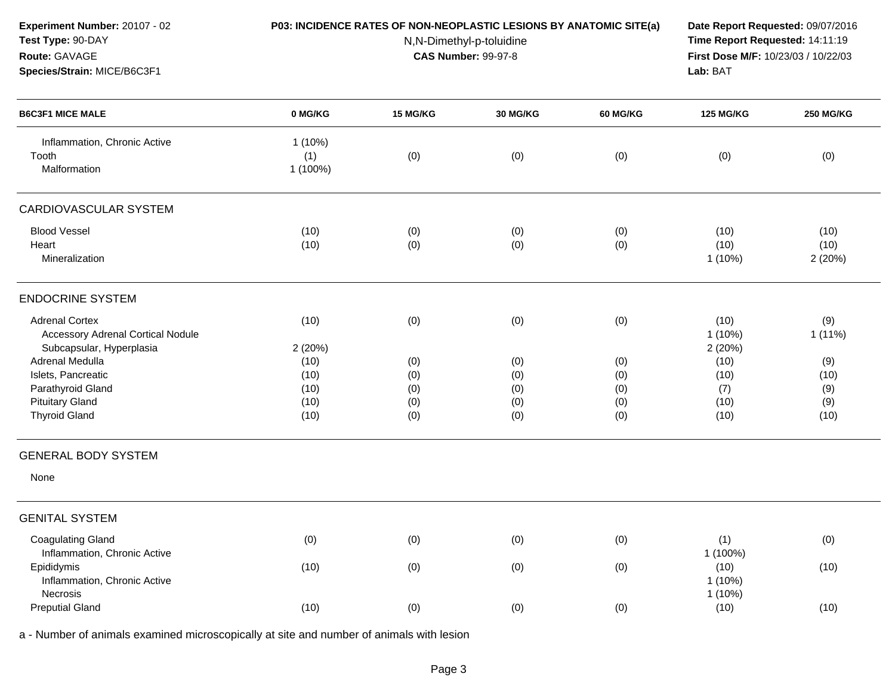**Experiment Number:** 20107 - 02
**Test Type:** 90-DAY
**Route:** GAVAGE
**Species/Strain:** MICE/B6C3F1

**P03: INCIDENCE RATES OF NON-NEOPLASTIC LESIONS BY ANATOMIC SITE(a)**
N,N-Dimethyl-p-toluidine
**CAS Number:** 99-97-8

**Date Report Requested:** 09/07/2016
**Time Report Requested:** 14:11:19
**First Dose M/F:** 10/23/03 / 10/22/03
**Lab:** BAT

| B6C3F1 MICE MALE | 0 MG/KG | 15 MG/KG | 30 MG/KG | 60 MG/KG | 125 MG/KG | 250 MG/KG |
|---|---|---|---|---|---|---|
| Inflammation, Chronic Active | 1 (10%) | | | | | |
| Tooth | (1) | (0) | (0) | (0) | (0) | (0) |
| Malformation | 1 (100%) | | | | | |
| **CARDIOVASCULAR SYSTEM** | | | | | | |
| Blood Vessel | (10) | (0) | (0) | (0) | (10) | (10) |
| Heart | (10) | (0) | (0) | (0) | (10) | (10) |
| Mineralization | | | | | 1 (10%) | 2 (20%) |
| **ENDOCRINE SYSTEM** | | | | | | |
| Adrenal Cortex | (10) | (0) | (0) | (0) | (10) | (9) |
| Accessory Adrenal Cortical Nodule | | | | | 1 (10%) | 1 (11%) |
| Subcapsular, Hyperplasia | 2 (20%) | | | | 2 (20%) | |
| Adrenal Medulla | (10) | (0) | (0) | (0) | (10) | (9) |
| Islets, Pancreatic | (10) | (0) | (0) | (0) | (10) | (10) |
| Parathyroid Gland | (10) | (0) | (0) | (0) | (7) | (9) |
| Pituitary Gland | (10) | (0) | (0) | (0) | (10) | (9) |
| Thyroid Gland | (10) | (0) | (0) | (0) | (10) | (10) |
| **GENERAL BODY SYSTEM** | | | | | | |
| None | | | | | | |
| **GENITAL SYSTEM** | | | | | | |
| Coagulating Gland | (0) | (0) | (0) | (0) | (1) | (0) |
| Inflammation, Chronic Active | | | | | 1 (100%) | |
| Epididymis | (10) | (0) | (0) | (0) | (10) | (10) |
| Inflammation, Chronic Active | | | | | 1 (10%) | |
| Necrosis | | | | | 1 (10%) | |
| Preputial Gland | (10) | (0) | (0) | (0) | (10) | (10) |

a - Number of animals examined microscopically at site and number of animals with lesion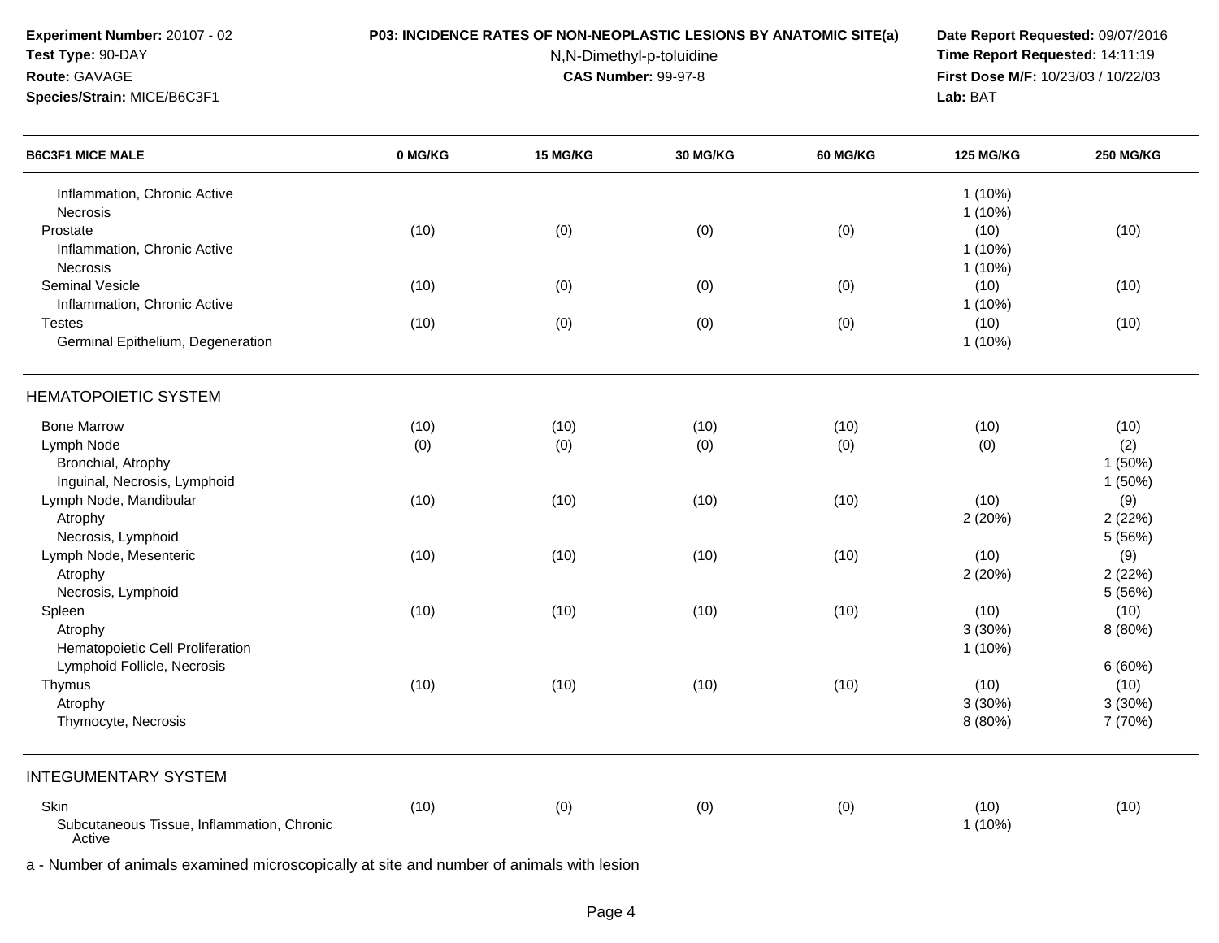**Experiment Number:** 20107 - 02
**Test Type:** 90-DAY
**Route:** GAVAGE
**Species/Strain:** MICE/B6C3F1

**P03: INCIDENCE RATES OF NON-NEOPLASTIC LESIONS BY ANATOMIC SITE(a)**
N,N-Dimethyl-p-toluidine
**CAS Number:** 99-97-8

**Date Report Requested:** 09/07/2016
**Time Report Requested:** 14:11:19
**First Dose M/F:** 10/23/03 / 10/22/03
**Lab:** BAT

| B6C3F1 MICE MALE | 0 MG/KG | 15 MG/KG | 30 MG/KG | 60 MG/KG | 125 MG/KG | 250 MG/KG |
|---|---|---|---|---|---|---|
| Inflammation, Chronic Active | | | | | 1 (10%) | |
| Necrosis | | | | | 1 (10%) | |
| Prostate | (10) | (0) | (0) | (0) | (10) | (10) |
| Inflammation, Chronic Active | | | | | 1 (10%) | |
| Necrosis | | | | | 1 (10%) | |
| Seminal Vesicle | (10) | (0) | (0) | (0) | (10) | (10) |
| Inflammation, Chronic Active | | | | | 1 (10%) | |
| Testes | (10) | (0) | (0) | (0) | (10) | (10) |
| Germinal Epithelium, Degeneration | | | | | 1 (10%) | |
| HEMATOPOIETIC SYSTEM | | | | | | |
| Bone Marrow | (10) | (10) | (10) | (10) | (10) | (10) |
| Lymph Node | (0) | (0) | (0) | (0) | (0) | (2) |
| Bronchial, Atrophy | | | | | | 1 (50%) |
| Inguinal, Necrosis, Lymphoid | | | | | | 1 (50%) |
| Lymph Node, Mandibular | (10) | (10) | (10) | (10) | (10) | (9) |
| Atrophy | | | | | 2 (20%) | 2 (22%) |
| Necrosis, Lymphoid | | | | | | 5 (56%) |
| Lymph Node, Mesenteric | (10) | (10) | (10) | (10) | (10) | (9) |
| Atrophy | | | | | 2 (20%) | 2 (22%) |
| Necrosis, Lymphoid | | | | | | 5 (56%) |
| Spleen | (10) | (10) | (10) | (10) | (10) | (10) |
| Atrophy | | | | | 3 (30%) | 8 (80%) |
| Hematopoietic Cell Proliferation | | | | | 1 (10%) | |
| Lymphoid Follicle, Necrosis | | | | | | 6 (60%) |
| Thymus | (10) | (10) | (10) | (10) | (10) | (10) |
| Atrophy | | | | | 3 (30%) | 3 (30%) |
| Thymocyte, Necrosis | | | | | 8 (80%) | 7 (70%) |
| INTEGUMENTARY SYSTEM | | | | | | |
| Skin | (10) | (0) | (0) | (0) | (10) | (10) |
| Subcutaneous Tissue, Inflammation, Chronic Active | | | | | 1 (10%) | |

a - Number of animals examined microscopically at site and number of animals with lesion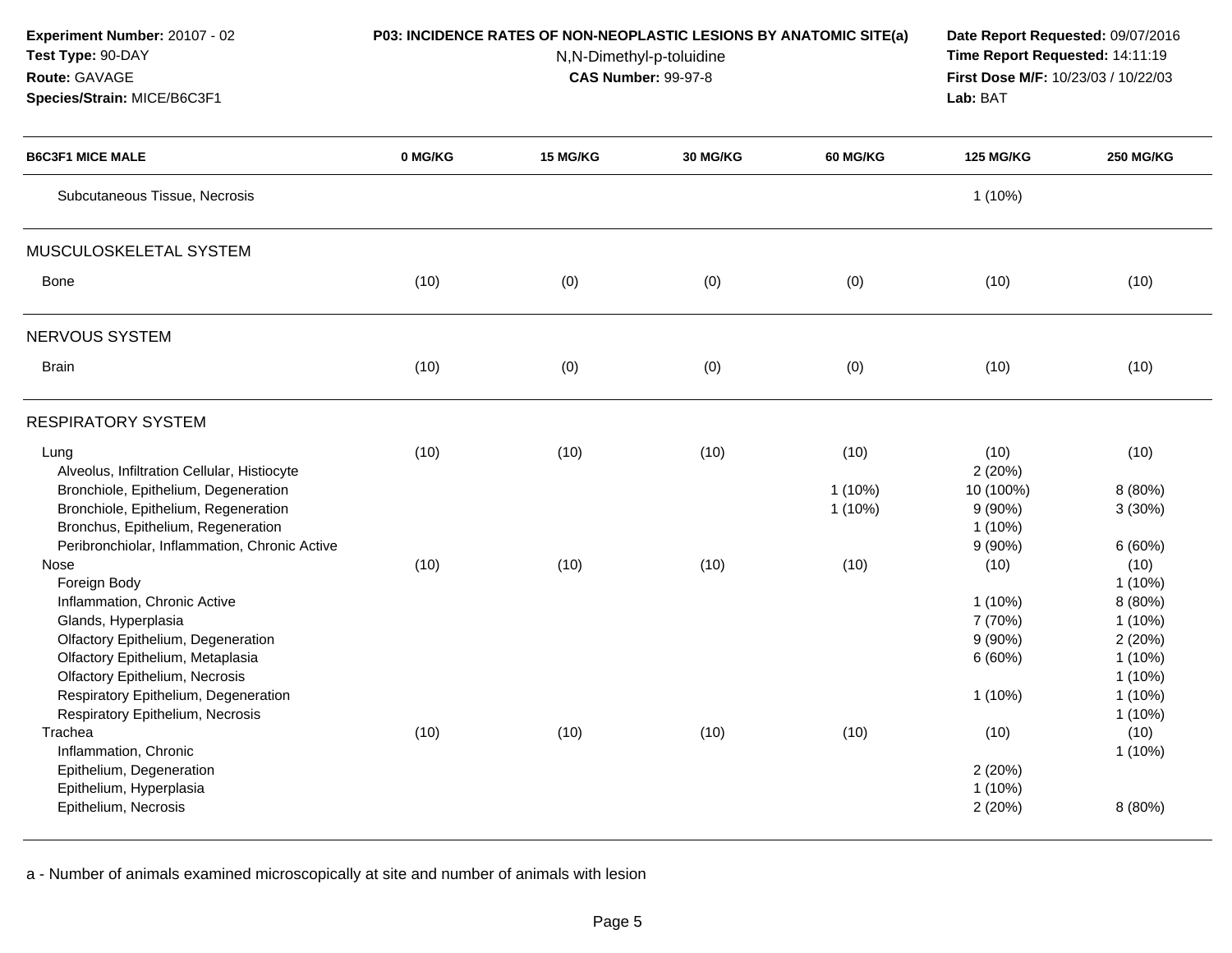**Experiment Number:** 20107 - 02
**Test Type:** 90-DAY
**Route:** GAVAGE
**Species/Strain:** MICE/B6C3F1

**P03: INCIDENCE RATES OF NON-NEOPLASTIC LESIONS BY ANATOMIC SITE(a)**
N,N-Dimethyl-p-toluidine
**CAS Number:** 99-97-8

**Date Report Requested:** 09/07/2016
**Time Report Requested:** 14:11:19
**First Dose M/F:** 10/23/03 / 10/22/03
**Lab:** BAT

| B6C3F1 MICE MALE | 0 MG/KG | 15 MG/KG | 30 MG/KG | 60 MG/KG | 125 MG/KG | 250 MG/KG |
|---|---|---|---|---|---|---|
| Subcutaneous Tissue, Necrosis | | | | | 1 (10%) | |
| **MUSCULOSKELETAL SYSTEM** | | | | | | |
| Bone | (10) | (0) | (0) | (0) | (10) | (10) |
| **NERVOUS SYSTEM** | | | | | | |
| Brain | (10) | (0) | (0) | (0) | (10) | (10) |
| **RESPIRATORY SYSTEM** | | | | | | |
| Lung | (10) | (10) | (10) | (10) | (10) | (10) |
| Alveolus, Infiltration Cellular, Histiocyte | | | | | 2 (20%) | |
| Bronchiole, Epithelium, Degeneration | | | | 1 (10%) | 10 (100%) | 8 (80%) |
| Bronchiole, Epithelium, Regeneration | | | | 1 (10%) | 9 (90%) | 3 (30%) |
| Bronchus, Epithelium, Regeneration | | | | | 1 (10%) | |
| Peribronchiolar, Inflammation, Chronic Active | | | | | 9 (90%) | 6 (60%) |
| Nose | (10) | (10) | (10) | (10) | (10) | (10) |
| Foreign Body | | | | | | 1 (10%) |
| Inflammation, Chronic Active | | | | | 1 (10%) | 8 (80%) |
| Glands, Hyperplasia | | | | | 7 (70%) | 1 (10%) |
| Olfactory Epithelium, Degeneration | | | | | 9 (90%) | 2 (20%) |
| Olfactory Epithelium, Metaplasia | | | | | 6 (60%) | 1 (10%) |
| Olfactory Epithelium, Necrosis | | | | | | 1 (10%) |
| Respiratory Epithelium, Degeneration | | | | | 1 (10%) | 1 (10%) |
| Respiratory Epithelium, Necrosis | | | | | | 1 (10%) |
| Trachea | (10) | (10) | (10) | (10) | (10) | (10) |
| Inflammation, Chronic | | | | | | 1 (10%) |
| Epithelium, Degeneration | | | | | 2 (20%) | |
| Epithelium, Hyperplasia | | | | | 1 (10%) | |
| Epithelium, Necrosis | | | | | 2 (20%) | 8 (80%) |

a - Number of animals examined microscopically at site and number of animals with lesion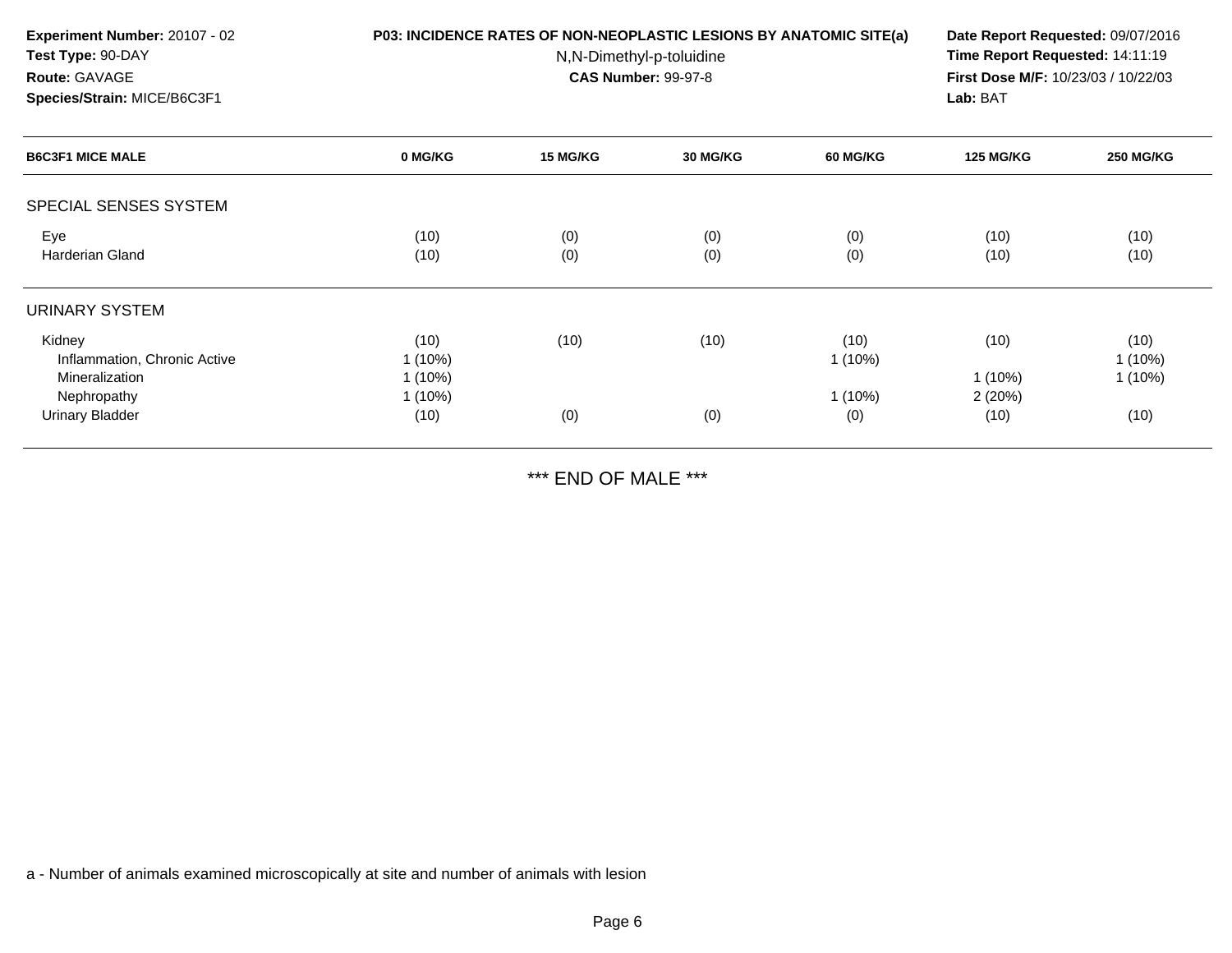**Experiment Number:** 20107 - 02
**Test Type:** 90-DAY
**Route:** GAVAGE
**Species/Strain:** MICE/B6C3F1

**P03: INCIDENCE RATES OF NON-NEOPLASTIC LESIONS BY ANATOMIC SITE(a)**
N,N-Dimethyl-p-toluidine
**CAS Number:** 99-97-8

**Date Report Requested:** 09/07/2016
**Time Report Requested:** 14:11:19
**First Dose M/F:** 10/23/03 / 10/22/03
**Lab:** BAT

| B6C3F1 MICE MALE | 0 MG/KG | 15 MG/KG | 30 MG/KG | 60 MG/KG | 125 MG/KG | 250 MG/KG |
|---|---|---|---|---|---|---|
| SPECIAL SENSES SYSTEM | | | | | | |
| Eye | (10) | (0) | (0) | (0) | (10) | (10) |
| Harderian Gland | (10) | (0) | (0) | (0) | (10) | (10) |
| URINARY SYSTEM | | | | | | |
| Kidney | (10) | (10) | (10) | (10) | (10) | (10) |
| Inflammation, Chronic Active | 1 (10%) | | | 1 (10%) | | 1 (10%) |
| Mineralization | 1 (10%) | | | | 1 (10%) | 1 (10%) |
| Nephropathy | 1 (10%) | | | 1 (10%) | 2 (20%) | |
| Urinary Bladder | (10) | (0) | (0) | (0) | (10) | (10) |

*** END OF MALE ***

a - Number of animals examined microscopically at site and number of animals with lesion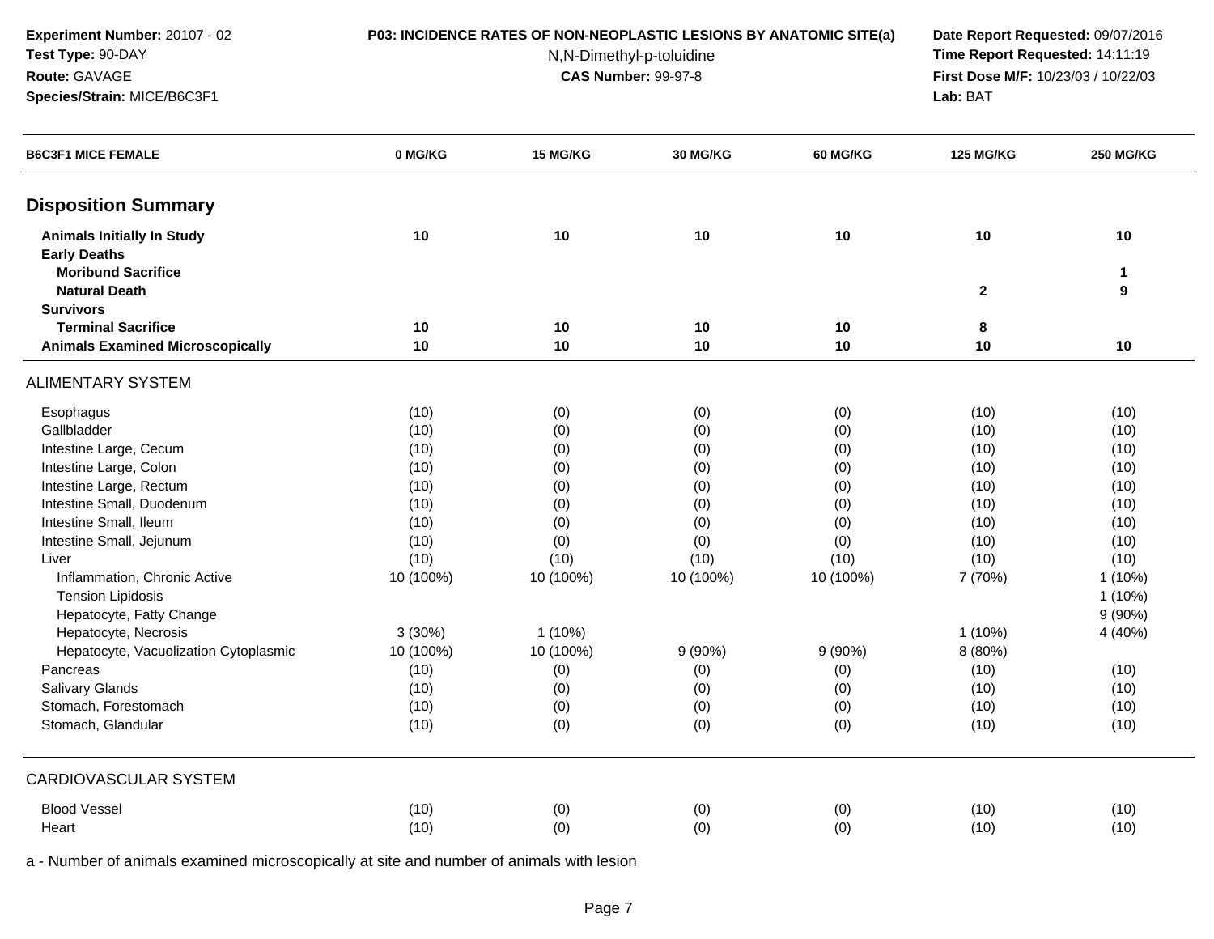**Experiment Number:** 20107 - 02
**Test Type:** 90-DAY
**Route:** GAVAGE
**Species/Strain:** MICE/B6C3F1

**P03: INCIDENCE RATES OF NON-NEOPLASTIC LESIONS BY ANATOMIC SITE(a)**
N,N-Dimethyl-p-toluidine
**CAS Number:** 99-97-8

**Date Report Requested:** 09/07/2016
**Time Report Requested:** 14:11:19
**First Dose M/F:** 10/23/03 / 10/22/03
**Lab:** BAT

| B6C3F1 MICE FEMALE | 0 MG/KG | 15 MG/KG | 30 MG/KG | 60 MG/KG | 125 MG/KG | 250 MG/KG |
|---|---|---|---|---|---|---|
| **Disposition Summary** | | | | | | |
| **Animals Initially In Study** | **10** | **10** | **10** | **10** | **10** | **10** |
| **Early Deaths** | | | | | | |
| **Moribund Sacrifice** | | | | | | **1** |
| **Natural Death** | | | | | **2** | **9** |
| **Survivors** | | | | | | |
| **Terminal Sacrifice** | **10** | **10** | **10** | **10** | **8** | |
| **Animals Examined Microscopically** | **10** | **10** | **10** | **10** | **10** | **10** |
| ALIMENTARY SYSTEM | | | | | | |
| Esophagus | (10) | (0) | (0) | (0) | (10) | (10) |
| Gallbladder | (10) | (0) | (0) | (0) | (10) | (10) |
| Intestine Large, Cecum | (10) | (0) | (0) | (0) | (10) | (10) |
| Intestine Large, Colon | (10) | (0) | (0) | (0) | (10) | (10) |
| Intestine Large, Rectum | (10) | (0) | (0) | (0) | (10) | (10) |
| Intestine Small, Duodenum | (10) | (0) | (0) | (0) | (10) | (10) |
| Intestine Small, Ileum | (10) | (0) | (0) | (0) | (10) | (10) |
| Intestine Small, Jejunum | (10) | (0) | (0) | (0) | (10) | (10) |
| Liver | (10) | (10) | (10) | (10) | (10) | (10) |
| Inflammation, Chronic Active | 10 (100%) | 10 (100%) | 10 (100%) | 10 (100%) | 7 (70%) | 1 (10%) |
| Tension Lipidosis | | | | | | 1 (10%) |
| Hepatocyte, Fatty Change | | | | | | 9 (90%) |
| Hepatocyte, Necrosis | 3 (30%) | 1 (10%) | | | 1 (10%) | 4 (40%) |
| Hepatocyte, Vacuolization Cytoplasmic | 10 (100%) | 10 (100%) | 9 (90%) | 9 (90%) | 8 (80%) | |
| Pancreas | (10) | (0) | (0) | (0) | (10) | (10) |
| Salivary Glands | (10) | (0) | (0) | (0) | (10) | (10) |
| Stomach, Forestomach | (10) | (0) | (0) | (0) | (10) | (10) |
| Stomach, Glandular | (10) | (0) | (0) | (0) | (10) | (10) |
| CARDIOVASCULAR SYSTEM | | | | | | |
| Blood Vessel | (10) | (0) | (0) | (0) | (10) | (10) |
| Heart | (10) | (0) | (0) | (0) | (10) | (10) |

a - Number of animals examined microscopically at site and number of animals with lesion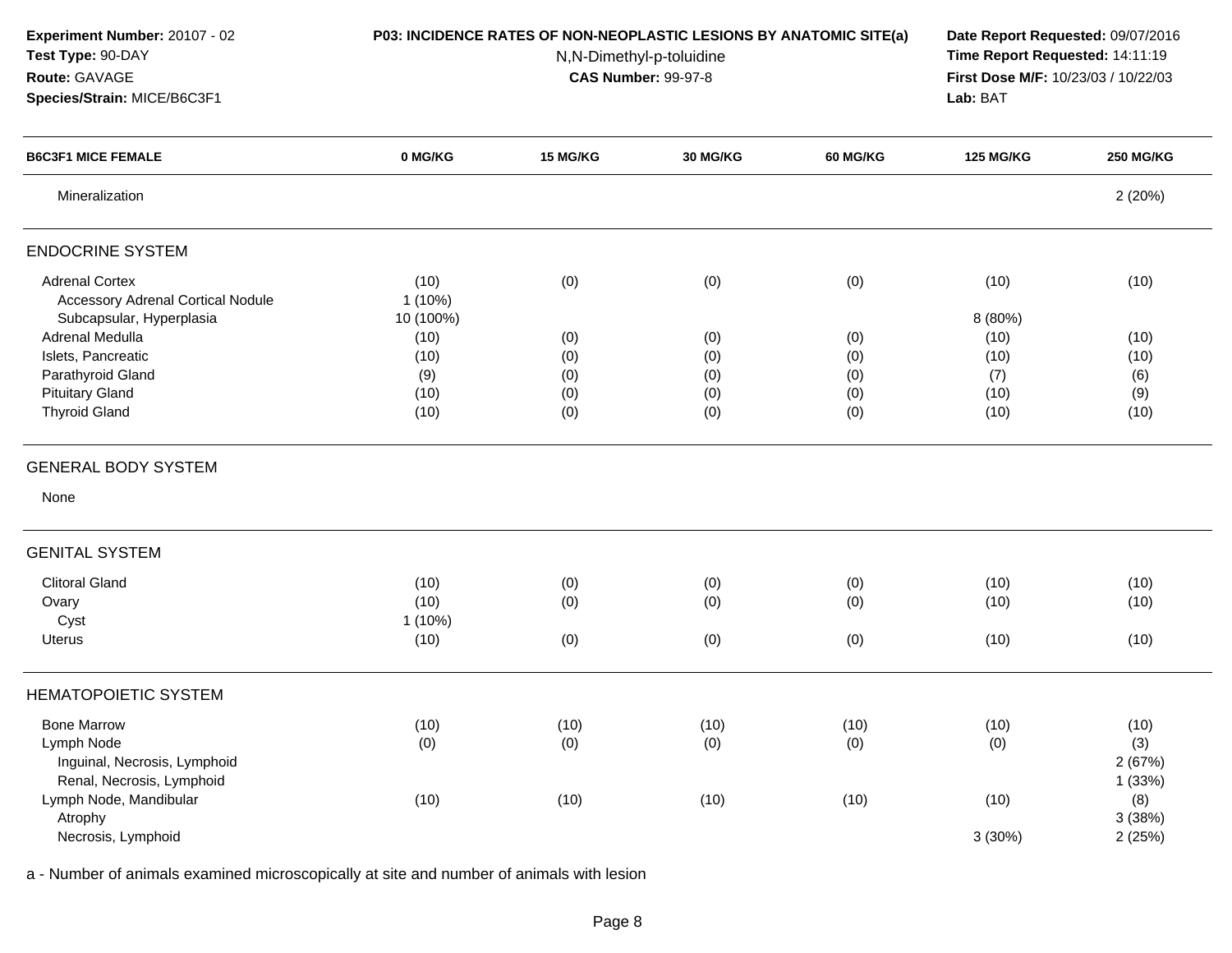**Experiment Number:** 20107 - 02
**Test Type:** 90-DAY
**Route:** GAVAGE
**Species/Strain:** MICE/B6C3F1

**P03: INCIDENCE RATES OF NON-NEOPLASTIC LESIONS BY ANATOMIC SITE(a)**
N,N-Dimethyl-p-toluidine
**CAS Number:** 99-97-8

**Date Report Requested:** 09/07/2016
**Time Report Requested:** 14:11:19
**First Dose M/F:** 10/23/03 / 10/22/03
**Lab:** BAT

| B6C3F1 MICE FEMALE | 0 MG/KG | 15 MG/KG | 30 MG/KG | 60 MG/KG | 125 MG/KG | 250 MG/KG |
|---|---|---|---|---|---|---|
| Mineralization | | | | | | 2 (20%) |
| **ENDOCRINE SYSTEM** | | | | | | |
| Adrenal Cortex | (10) | (0) | (0) | (0) | (10) | (10) |
| Accessory Adrenal Cortical Nodule | 1 (10%) | | | | | |
| Subcapsular, Hyperplasia | 10 (100%) | | | | 8 (80%) | |
| Adrenal Medulla | (10) | (0) | (0) | (0) | (10) | (10) |
| Islets, Pancreatic | (10) | (0) | (0) | (0) | (10) | (10) |
| Parathyroid Gland | (9) | (0) | (0) | (0) | (7) | (6) |
| Pituitary Gland | (10) | (0) | (0) | (0) | (10) | (9) |
| Thyroid Gland | (10) | (0) | (0) | (0) | (10) | (10) |
| **GENERAL BODY SYSTEM** | | | | | | |
| None | | | | | | |
| **GENITAL SYSTEM** | | | | | | |
| Clitoral Gland | (10) | (0) | (0) | (0) | (10) | (10) |
| Ovary | (10) | (0) | (0) | (0) | (10) | (10) |
| Cyst | 1 (10%) | | | | | |
| Uterus | (10) | (0) | (0) | (0) | (10) | (10) |
| **HEMATOPOIETIC SYSTEM** | | | | | | |
| Bone Marrow | (10) | (10) | (10) | (10) | (10) | (10) |
| Lymph Node | (0) | (0) | (0) | (0) | (0) | (3) |
| Inguinal, Necrosis, Lymphoid | | | | | | 2 (67%) |
| Renal, Necrosis, Lymphoid | | | | | | 1 (33%) |
| Lymph Node, Mandibular | (10) | (10) | (10) | (10) | (10) | (8) |
| Atrophy | | | | | | 3 (38%) |
| Necrosis, Lymphoid | | | | | 3 (30%) | 2 (25%) |

a - Number of animals examined microscopically at site and number of animals with lesion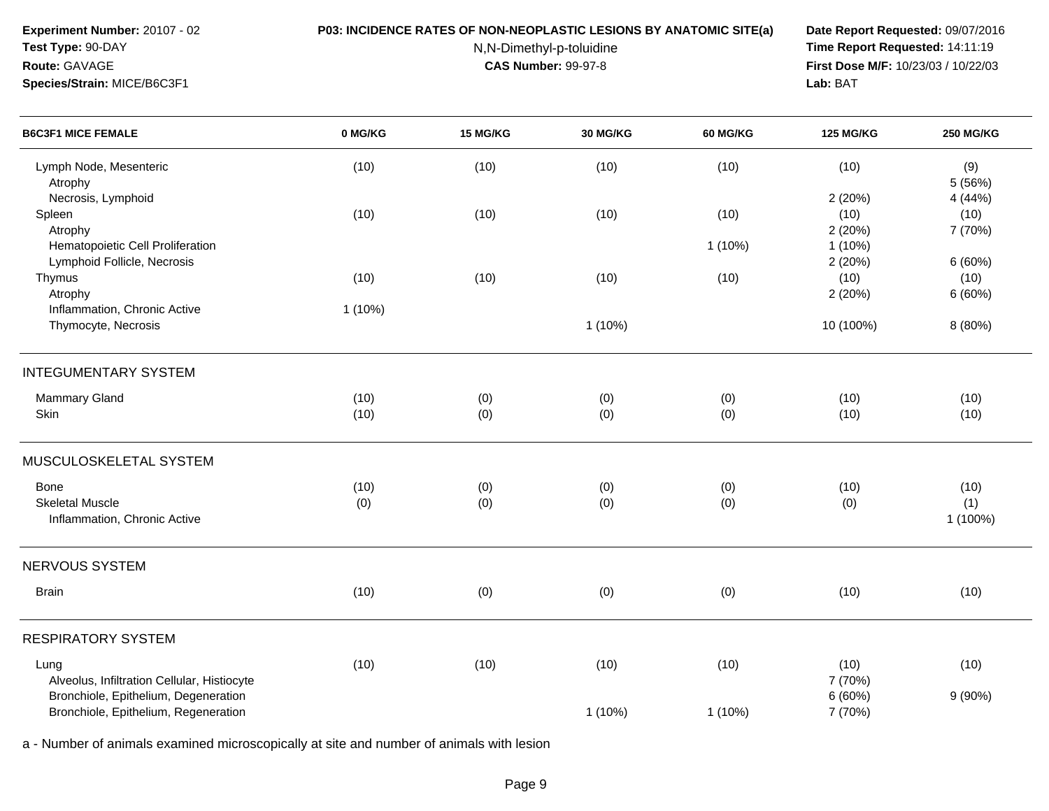**Experiment Number:** 20107 - 02
**Test Type:** 90-DAY
**Route:** GAVAGE
**Species/Strain:** MICE/B6C3F1

**P03: INCIDENCE RATES OF NON-NEOPLASTIC LESIONS BY ANATOMIC SITE(a)**
N,N-Dimethyl-p-toluidine
**CAS Number:** 99-97-8

**Date Report Requested:** 09/07/2016
**Time Report Requested:** 14:11:19
**First Dose M/F:** 10/23/03 / 10/22/03
**Lab:** BAT

| B6C3F1 MICE FEMALE | 0 MG/KG | 15 MG/KG | 30 MG/KG | 60 MG/KG | 125 MG/KG | 250 MG/KG |
|---|---|---|---|---|---|---|
| Lymph Node, Mesenteric | (10) | (10) | (10) | (10) | (10) | (9) |
| Atrophy | | | | | | 5 (56%) |
| Necrosis, Lymphoid | | | | | 2 (20%) | 4 (44%) |
| Spleen | (10) | (10) | (10) | (10) | (10) | (10) |
| Atrophy | | | | | 2 (20%) | 7 (70%) |
| Hematopoietic Cell Proliferation | | | | 1 (10%) | 1 (10%) | |
| Lymphoid Follicle, Necrosis | | | | | 2 (20%) | 6 (60%) |
| Thymus | (10) | (10) | (10) | (10) | (10) | (10) |
| Atrophy | | | | | 2 (20%) | 6 (60%) |
| Inflammation, Chronic Active | 1 (10%) | | | | | |
| Thymocyte, Necrosis | | | 1 (10%) | | 10 (100%) | 8 (80%) |
| **INTEGUMENTARY SYSTEM** | | | | | | |
| Mammary Gland | (10) | (0) | (0) | (0) | (10) | (10) |
| Skin | (10) | (0) | (0) | (0) | (10) | (10) |
| **MUSCULOSKELETAL SYSTEM** | | | | | | |
| Bone | (10) | (0) | (0) | (0) | (10) | (10) |
| Skeletal Muscle | (0) | (0) | (0) | (0) | (0) | (1) |
| Inflammation, Chronic Active | | | | | | 1 (100%) |
| **NERVOUS SYSTEM** | | | | | | |
| Brain | (10) | (0) | (0) | (0) | (10) | (10) |
| **RESPIRATORY SYSTEM** | | | | | | |
| Lung | (10) | (10) | (10) | (10) | (10) | (10) |
| Alveolus, Infiltration Cellular, Histiocyte | | | | | 7 (70%) | |
| Bronchiole, Epithelium, Degeneration | | | | | 6 (60%) | 9 (90%) |
| Bronchiole, Epithelium, Regeneration | | | 1 (10%) | 1 (10%) | 7 (70%) | |

a - Number of animals examined microscopically at site and number of animals with lesion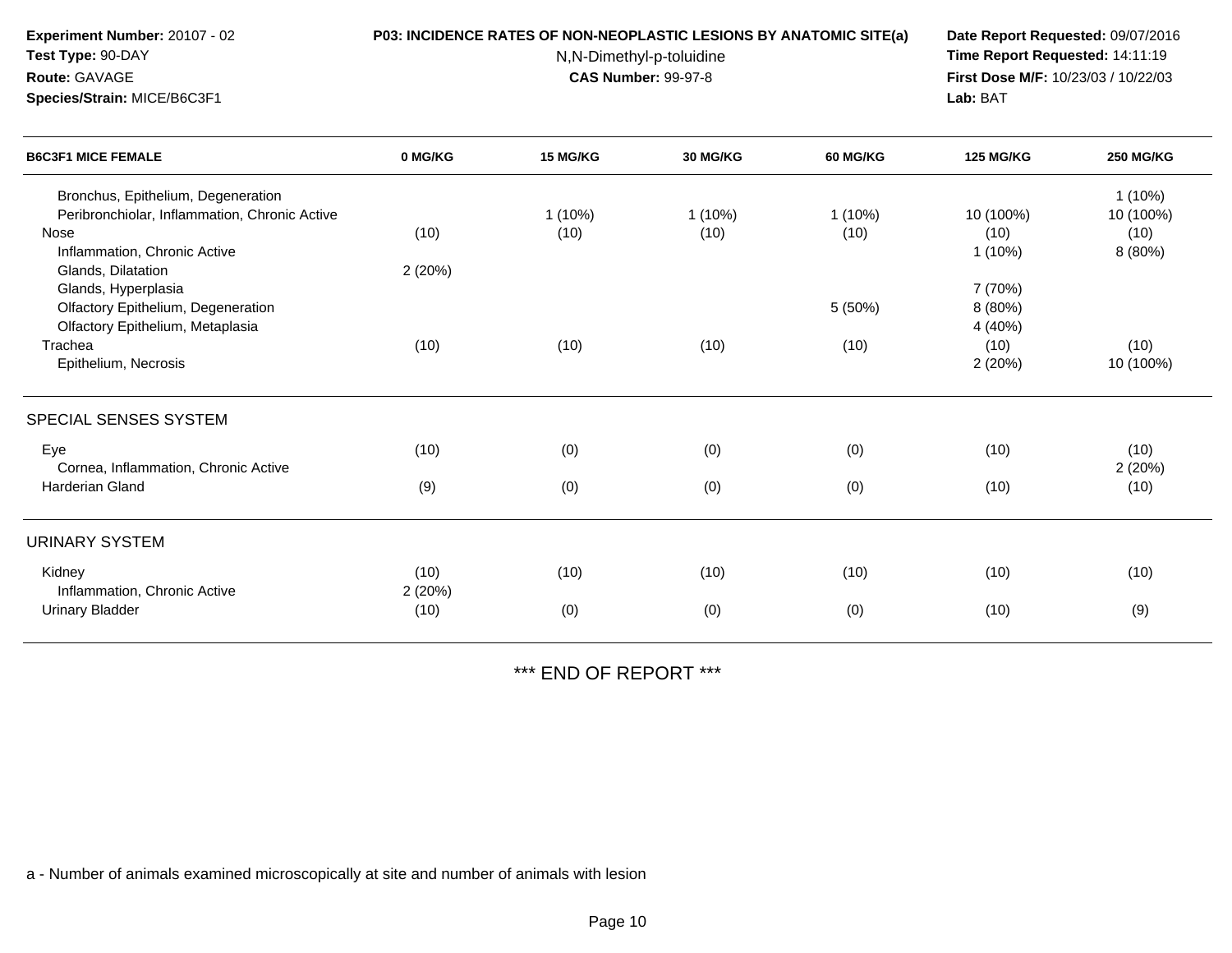**Experiment Number:** 20107 - 02
**Test Type:** 90-DAY
**Route:** GAVAGE
**Species/Strain:** MICE/B6C3F1

**P03: INCIDENCE RATES OF NON-NEOPLASTIC LESIONS BY ANATOMIC SITE(a)**
N,N-Dimethyl-p-toluidine
**CAS Number:** 99-97-8

**Date Report Requested:** 09/07/2016
**Time Report Requested:** 14:11:19
**First Dose M/F:** 10/23/03 / 10/22/03
**Lab:** BAT

| B6C3F1 MICE FEMALE | 0 MG/KG | 15 MG/KG | 30 MG/KG | 60 MG/KG | 125 MG/KG | 250 MG/KG |
|---|---|---|---|---|---|---|
| Bronchus, Epithelium, Degeneration | | | | | | 1 (10%) |
| Peribronchiolar, Inflammation, Chronic Active | | 1 (10%) | 1 (10%) | 1 (10%) | 10 (100%) | 10 (100%) |
| Nose | (10) | (10) | (10) | (10) | (10) | (10) |
| Inflammation, Chronic Active | | | | | 1 (10%) | 8 (80%) |
| Glands, Dilatation | 2 (20%) | | | | | |
| Glands, Hyperplasia | | | | | 7 (70%) | |
| Olfactory Epithelium, Degeneration | | | | 5 (50%) | 8 (80%) | |
| Olfactory Epithelium, Metaplasia | | | | | 4 (40%) | |
| Trachea | (10) | (10) | (10) | (10) | (10) | (10) |
| Epithelium, Necrosis | | | | | 2 (20%) | 10 (100%) |
| **SPECIAL SENSES SYSTEM** | | | | | | |
| Eye | (10) | (0) | (0) | (0) | (10) | (10) |
| Cornea, Inflammation, Chronic Active | | | | | | 2 (20%) |
| Harderian Gland | (9) | (0) | (0) | (0) | (10) | (10) |
| **URINARY SYSTEM** | | | | | | |
| Kidney | (10) | (10) | (10) | (10) | (10) | (10) |
| Inflammation, Chronic Active | 2 (20%) | | | | | |
| Urinary Bladder | (10) | (0) | (0) | (0) | (10) | (9) |

*** END OF REPORT ***

a - Number of animals examined microscopically at site and number of animals with lesion